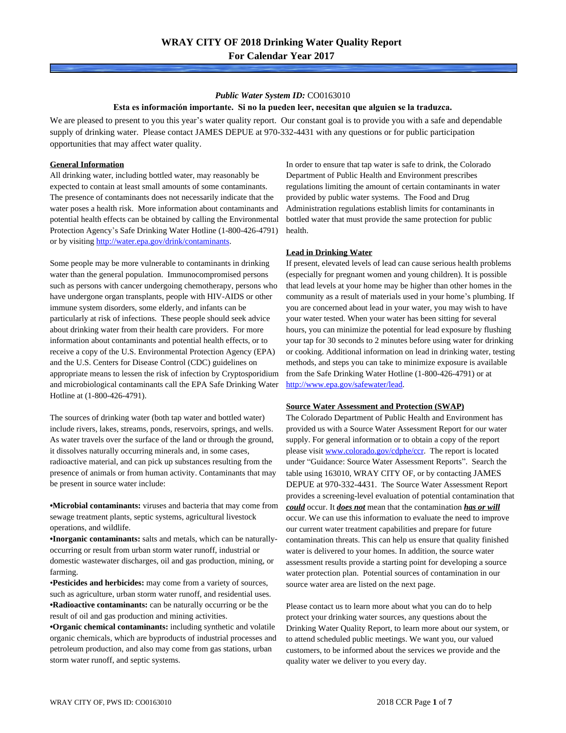# WRAY CITY OF 2018 Drinking Water Quality Report
## For Calendar Year 2017

***Public Water System ID:*** CO0163010

**Esta es información importante. Si no la pueden leer, necesitan que alguien se la traduzca.**

We are pleased to present to you this year's water quality report. Our constant goal is to provide you with a safe and dependable supply of drinking water. Please contact JAMES DEPUE at 970-332-4431 with any questions or for public participation opportunities that may affect water quality.

### General Information

All drinking water, including bottled water, may reasonably be expected to contain at least small amounts of some contaminants. The presence of contaminants does not necessarily indicate that the water poses a health risk. More information about contaminants and potential health effects can be obtained by calling the Environmental Protection Agency's Safe Drinking Water Hotline (1-800-426-4791) or by visiting http://water.epa.gov/drink/contaminants.

Some people may be more vulnerable to contaminants in drinking water than the general population. Immunocompromised persons such as persons with cancer undergoing chemotherapy, persons who have undergone organ transplants, people with HIV-AIDS or other immune system disorders, some elderly, and infants can be particularly at risk of infections. These people should seek advice about drinking water from their health care providers. For more information about contaminants and potential health effects, or to receive a copy of the U.S. Environmental Protection Agency (EPA) and the U.S. Centers for Disease Control (CDC) guidelines on appropriate means to lessen the risk of infection by Cryptosporidium and microbiological contaminants call the EPA Safe Drinking Water Hotline at (1-800-426-4791).

The sources of drinking water (both tap water and bottled water) include rivers, lakes, streams, ponds, reservoirs, springs, and wells. As water travels over the surface of the land or through the ground, it dissolves naturally occurring minerals and, in some cases, radioactive material, and can pick up substances resulting from the presence of animals or from human activity. Contaminants that may be present in source water include:

- **Microbial contaminants:** viruses and bacteria that may come from sewage treatment plants, septic systems, agricultural livestock operations, and wildlife.
- **Inorganic contaminants:** salts and metals, which can be naturally-occurring or result from urban storm water runoff, industrial or domestic wastewater discharges, oil and gas production, mining, or farming.
- **Pesticides and herbicides:** may come from a variety of sources, such as agriculture, urban storm water runoff, and residential uses.
- **Radioactive contaminants:** can be naturally occurring or be the result of oil and gas production and mining activities.
- **Organic chemical contaminants:** including synthetic and volatile organic chemicals, which are byproducts of industrial processes and petroleum production, and also may come from gas stations, urban storm water runoff, and septic systems.

In order to ensure that tap water is safe to drink, the Colorado Department of Public Health and Environment prescribes regulations limiting the amount of certain contaminants in water provided by public water systems. The Food and Drug Administration regulations establish limits for contaminants in bottled water that must provide the same protection for public health.

### Lead in Drinking Water

If present, elevated levels of lead can cause serious health problems (especially for pregnant women and young children). It is possible that lead levels at your home may be higher than other homes in the community as a result of materials used in your home's plumbing. If you are concerned about lead in your water, you may wish to have your water tested. When your water has been sitting for several hours, you can minimize the potential for lead exposure by flushing your tap for 30 seconds to 2 minutes before using water for drinking or cooking. Additional information on lead in drinking water, testing methods, and steps you can take to minimize exposure is available from the Safe Drinking Water Hotline (1-800-426-4791) or at http://www.epa.gov/safewater/lead.

### Source Water Assessment and Protection (SWAP)

The Colorado Department of Public Health and Environment has provided us with a Source Water Assessment Report for our water supply. For general information or to obtain a copy of the report please visit www.colorado.gov/cdphe/ccr. The report is located under "Guidance: Source Water Assessment Reports". Search the table using 163010, WRAY CITY OF, or by contacting JAMES DEPUE at 970-332-4431. The Source Water Assessment Report provides a screening-level evaluation of potential contamination that ***could*** occur. It ***does not*** mean that the contamination ***has or will*** occur. We can use this information to evaluate the need to improve our current water treatment capabilities and prepare for future contamination threats. This can help us ensure that quality finished water is delivered to your homes. In addition, the source water assessment results provide a starting point for developing a source water protection plan. Potential sources of contamination in our source water area are listed on the next page.

Please contact us to learn more about what you can do to help protect your drinking water sources, any questions about the Drinking Water Quality Report, to learn more about our system, or to attend scheduled public meetings. We want you, our valued customers, to be informed about the services we provide and the quality water we deliver to you every day.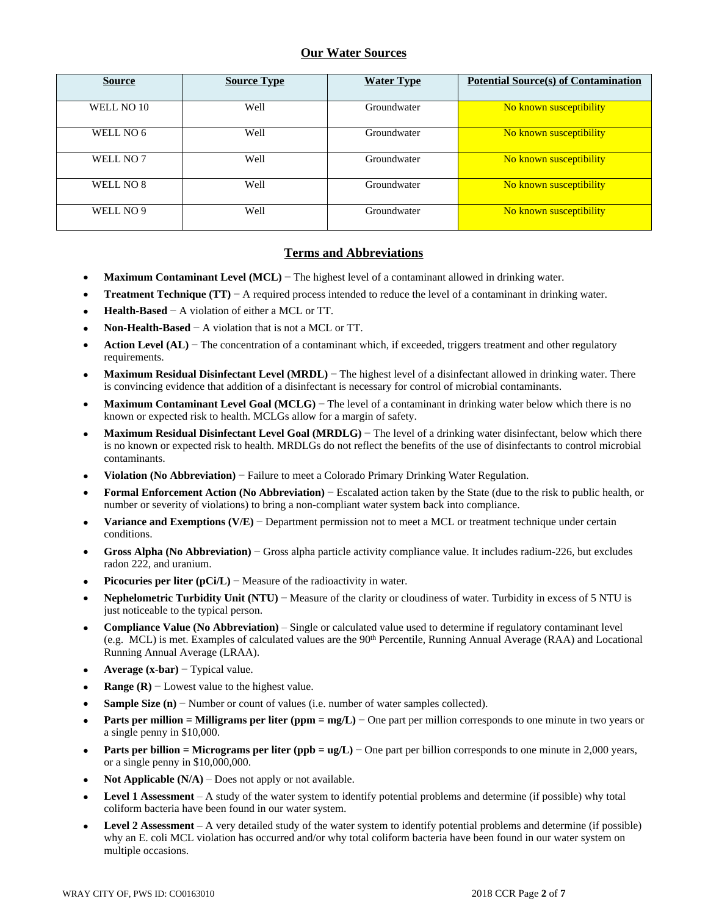## Our Water Sources

| Source | Source Type | Water Type | Potential Source(s) of Contamination |
|---|---|---|---|
| WELL NO 10 | Well | Groundwater | No known susceptibility |
| WELL NO 6 | Well | Groundwater | No known susceptibility |
| WELL NO 7 | Well | Groundwater | No known susceptibility |
| WELL NO 8 | Well | Groundwater | No known susceptibility |
| WELL NO 9 | Well | Groundwater | No known susceptibility |

## Terms and Abbreviations

- **Maximum Contaminant Level (MCL)** − The highest level of a contaminant allowed in drinking water.
- **Treatment Technique (TT)** − A required process intended to reduce the level of a contaminant in drinking water.
- **Health-Based** − A violation of either a MCL or TT.
- **Non-Health-Based** − A violation that is not a MCL or TT.
- **Action Level (AL)** − The concentration of a contaminant which, if exceeded, triggers treatment and other regulatory requirements.
- **Maximum Residual Disinfectant Level (MRDL)** − The highest level of a disinfectant allowed in drinking water. There is convincing evidence that addition of a disinfectant is necessary for control of microbial contaminants.
- **Maximum Contaminant Level Goal (MCLG)** − The level of a contaminant in drinking water below which there is no known or expected risk to health. MCLGs allow for a margin of safety.
- **Maximum Residual Disinfectant Level Goal (MRDLG)** − The level of a drinking water disinfectant, below which there is no known or expected risk to health. MRDLGs do not reflect the benefits of the use of disinfectants to control microbial contaminants.
- **Violation (No Abbreviation)** − Failure to meet a Colorado Primary Drinking Water Regulation.
- **Formal Enforcement Action (No Abbreviation)** − Escalated action taken by the State (due to the risk to public health, or number or severity of violations) to bring a non-compliant water system back into compliance.
- **Variance and Exemptions (V/E)** − Department permission not to meet a MCL or treatment technique under certain conditions.
- **Gross Alpha (No Abbreviation)** − Gross alpha particle activity compliance value. It includes radium-226, but excludes radon 222, and uranium.
- **Picocuries per liter (pCi/L)** − Measure of the radioactivity in water.
- **Nephelometric Turbidity Unit (NTU)** − Measure of the clarity or cloudiness of water. Turbidity in excess of 5 NTU is just noticeable to the typical person.
- **Compliance Value (No Abbreviation)** – Single or calculated value used to determine if regulatory contaminant level (e.g. MCL) is met. Examples of calculated values are the 90th Percentile, Running Annual Average (RAA) and Locational Running Annual Average (LRAA).
- **Average (x-bar)** − Typical value.
- **Range (R)** − Lowest value to the highest value.
- **Sample Size (n)** − Number or count of values (i.e. number of water samples collected).
- **Parts per million = Milligrams per liter (ppm = mg/L)** − One part per million corresponds to one minute in two years or a single penny in $10,000.
- **Parts per billion = Micrograms per liter (ppb = ug/L)** − One part per billion corresponds to one minute in 2,000 years, or a single penny in $10,000,000.
- **Not Applicable (N/A)** – Does not apply or not available.
- **Level 1 Assessment** – A study of the water system to identify potential problems and determine (if possible) why total coliform bacteria have been found in our water system.
- **Level 2 Assessment** – A very detailed study of the water system to identify potential problems and determine (if possible) why an E. coli MCL violation has occurred and/or why total coliform bacteria have been found in our water system on multiple occasions.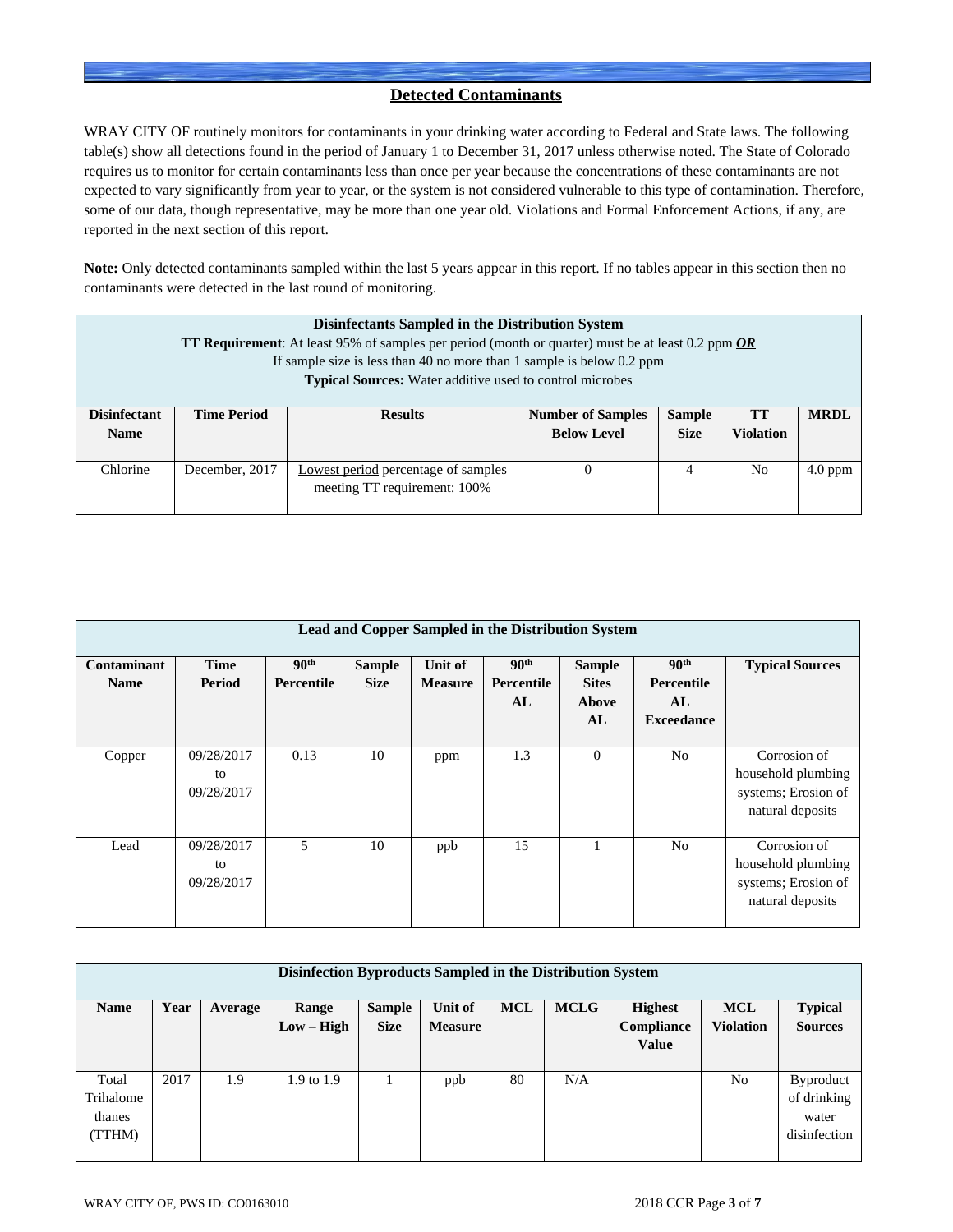## Detected Contaminants

WRAY CITY OF routinely monitors for contaminants in your drinking water according to Federal and State laws. The following table(s) show all detections found in the period of January 1 to December 31, 2017 unless otherwise noted. The State of Colorado requires us to monitor for certain contaminants less than once per year because the concentrations of these contaminants are not expected to vary significantly from year to year, or the system is not considered vulnerable to this type of contamination. Therefore, some of our data, though representative, may be more than one year old. Violations and Formal Enforcement Actions, if any, are reported in the next section of this report.

**Note:** Only detected contaminants sampled within the last 5 years appear in this report. If no tables appear in this section then no contaminants were detected in the last round of monitoring.

**Disinfectants Sampled in the Distribution System**

**TT Requirement**: At least 95% of samples per period (month or quarter) must be at least 0.2 ppm ***OR***
If sample size is less than 40 no more than 1 sample is below 0.2 ppm

**Typical Sources:** Water additive used to control microbes

| Disinfectant Name | Time Period | Results | Number of Samples Below Level | Sample Size | TT Violation | MRDL |
|---|---|---|---|---|---|---|
| Chlorine | December, 2017 | Lowest period percentage of samples meeting TT requirement: 100% | 0 | 4 | No | 4.0 ppm |

**Lead and Copper Sampled in the Distribution System**

| Contaminant Name | Time Period | 90th Percentile | Sample Size | Unit of Measure | 90th Percentile AL | Sample Sites Above AL | 90th Percentile AL Exceedance | Typical Sources |
|---|---|---|---|---|---|---|---|---|
| Copper | 09/28/2017 to 09/28/2017 | 0.13 | 10 | ppm | 1.3 | 0 | No | Corrosion of household plumbing systems; Erosion of natural deposits |
| Lead | 09/28/2017 to 09/28/2017 | 5 | 10 | ppb | 15 | 1 | No | Corrosion of household plumbing systems; Erosion of natural deposits |

**Disinfection Byproducts Sampled in the Distribution System**

| Name | Year | Average | Range Low – High | Sample Size | Unit of Measure | MCL | MCLG | Highest Compliance Value | MCL Violation | Typical Sources |
|---|---|---|---|---|---|---|---|---|---|---|
| Total Trihalomethanes (TTHM) | 2017 | 1.9 | 1.9 to 1.9 | 1 | ppb | 80 | N/A | | No | Byproduct of drinking water disinfection |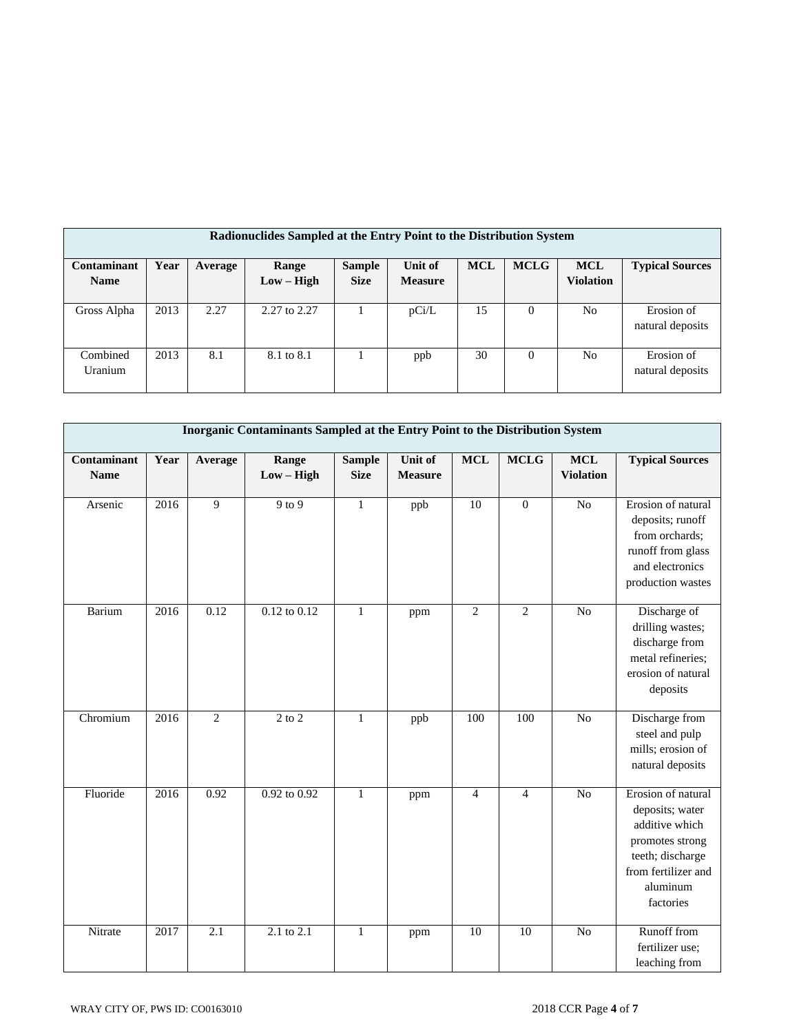| Radionuclides Sampled at the Entry Point to the Distribution System | | | | | | | | | |
|---|---|---|---|---|---|---|---|---|---|
| **Contaminant Name** | **Year** | **Average** | **Range Low – High** | **Sample Size** | **Unit of Measure** | **MCL** | **MCLG** | **MCL Violation** | **Typical Sources** |
| Gross Alpha | 2013 | 2.27 | 2.27 to 2.27 | 1 | pCi/L | 15 | 0 | No | Erosion of natural deposits |
| Combined Uranium | 2013 | 8.1 | 8.1 to 8.1 | 1 | ppb | 30 | 0 | No | Erosion of natural deposits |

| Inorganic Contaminants Sampled at the Entry Point to the Distribution System | | | | | | | | | |
|---|---|---|---|---|---|---|---|---|---|
| **Contaminant Name** | **Year** | **Average** | **Range Low – High** | **Sample Size** | **Unit of Measure** | **MCL** | **MCLG** | **MCL Violation** | **Typical Sources** |
| Arsenic | 2016 | 9 | 9 to 9 | 1 | ppb | 10 | 0 | No | Erosion of natural deposits; runoff from orchards; runoff from glass and electronics production wastes |
| Barium | 2016 | 0.12 | 0.12 to 0.12 | 1 | ppm | 2 | 2 | No | Discharge of drilling wastes; discharge from metal refineries; erosion of natural deposits |
| Chromium | 2016 | 2 | 2 to 2 | 1 | ppb | 100 | 100 | No | Discharge from steel and pulp mills; erosion of natural deposits |
| Fluoride | 2016 | 0.92 | 0.92 to 0.92 | 1 | ppm | 4 | 4 | No | Erosion of natural deposits; water additive which promotes strong teeth; discharge from fertilizer and aluminum factories |
| Nitrate | 2017 | 2.1 | 2.1 to 2.1 | 1 | ppm | 10 | 10 | No | Runoff from fertilizer use; leaching from |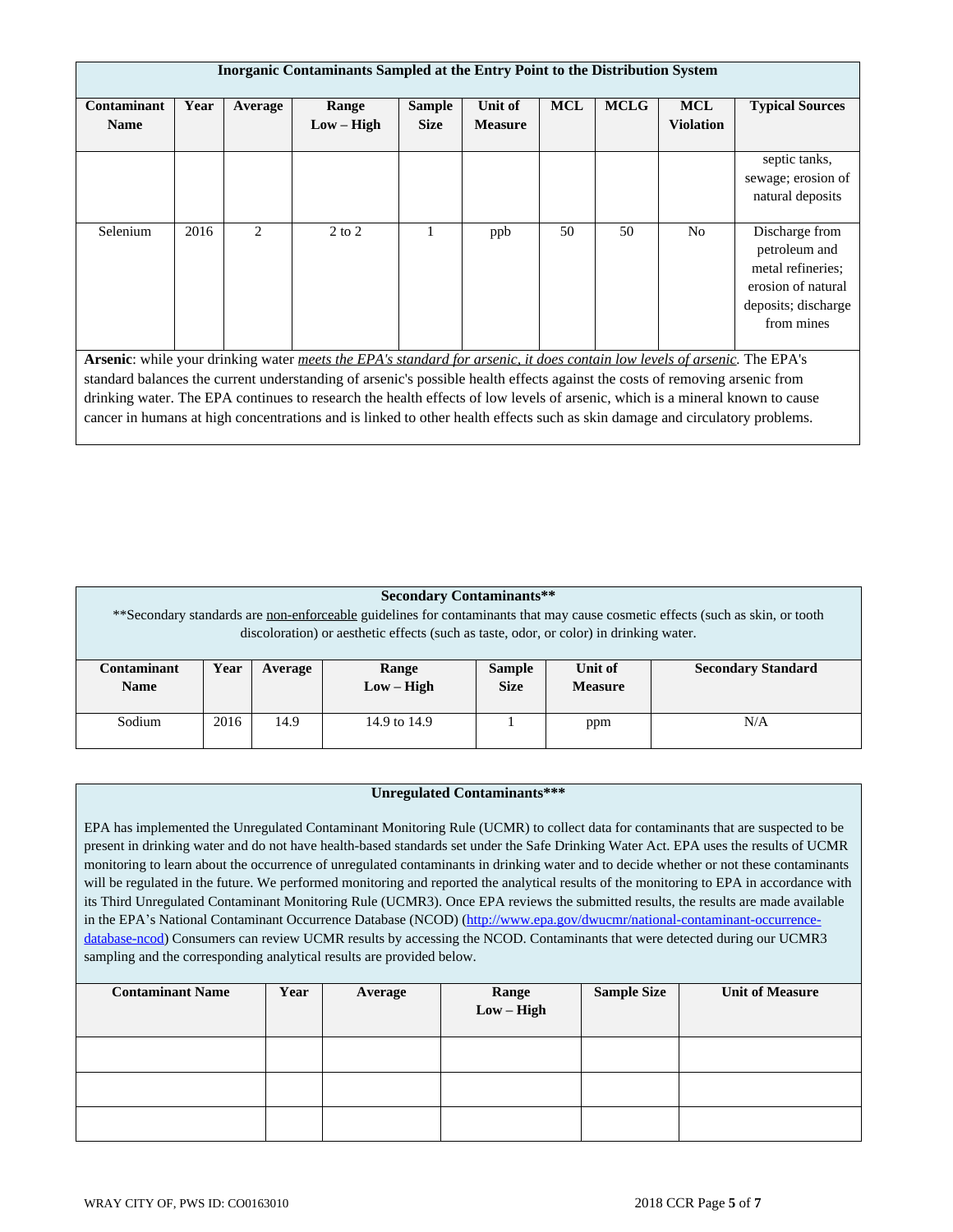| Inorganic Contaminants Sampled at the Entry Point to the Distribution System | | | | | | | | | |
|---|---|---|---|---|---|---|---|---|---|
| **Contaminant Name** | **Year** | **Average** | **Range Low – High** | **Sample Size** | **Unit of Measure** | **MCL** | **MCLG** | **MCL Violation** | **Typical Sources** |
| | | | | | | | | | septic tanks, sewage; erosion of natural deposits |
| Selenium | 2016 | 2 | 2 to 2 | 1 | ppb | 50 | 50 | No | Discharge from petroleum and metal refineries; erosion of natural deposits; discharge from mines |

**Arsenic**: while your drinking water *meets the EPA's standard for arsenic, it does contain low levels of arsenic*. The EPA's standard balances the current understanding of arsenic's possible health effects against the costs of removing arsenic from drinking water. The EPA continues to research the health effects of low levels of arsenic, which is a mineral known to cause cancer in humans at high concentrations and is linked to other health effects such as skin damage and circulatory problems.

**Secondary Contaminants****

**Secondary standards are non-enforceable guidelines for contaminants that may cause cosmetic effects (such as skin, or tooth discoloration) or aesthetic effects (such as taste, odor, or color) in drinking water.

| Contaminant Name | Year | Average | Range Low – High | Sample Size | Unit of Measure | Secondary Standard |
|---|---|---|---|---|---|---|
| Sodium | 2016 | 14.9 | 14.9 to 14.9 | 1 | ppm | N/A |

**Unregulated Contaminants*****

EPA has implemented the Unregulated Contaminant Monitoring Rule (UCMR) to collect data for contaminants that are suspected to be present in drinking water and do not have health-based standards set under the Safe Drinking Water Act. EPA uses the results of UCMR monitoring to learn about the occurrence of unregulated contaminants in drinking water and to decide whether or not these contaminants will be regulated in the future. We performed monitoring and reported the analytical results of the monitoring to EPA in accordance with its Third Unregulated Contaminant Monitoring Rule (UCMR3). Once EPA reviews the submitted results, the results are made available in the EPA's National Contaminant Occurrence Database (NCOD) (http://www.epa.gov/dwucmr/national-contaminant-occurrence-database-ncod) Consumers can review UCMR results by accessing the NCOD. Contaminants that were detected during our UCMR3 sampling and the corresponding analytical results are provided below.

| Contaminant Name | Year | Average | Range Low – High | Sample Size | Unit of Measure |
|---|---|---|---|---|---|
| | | | | | |
| | | | | | |
| | | | | | |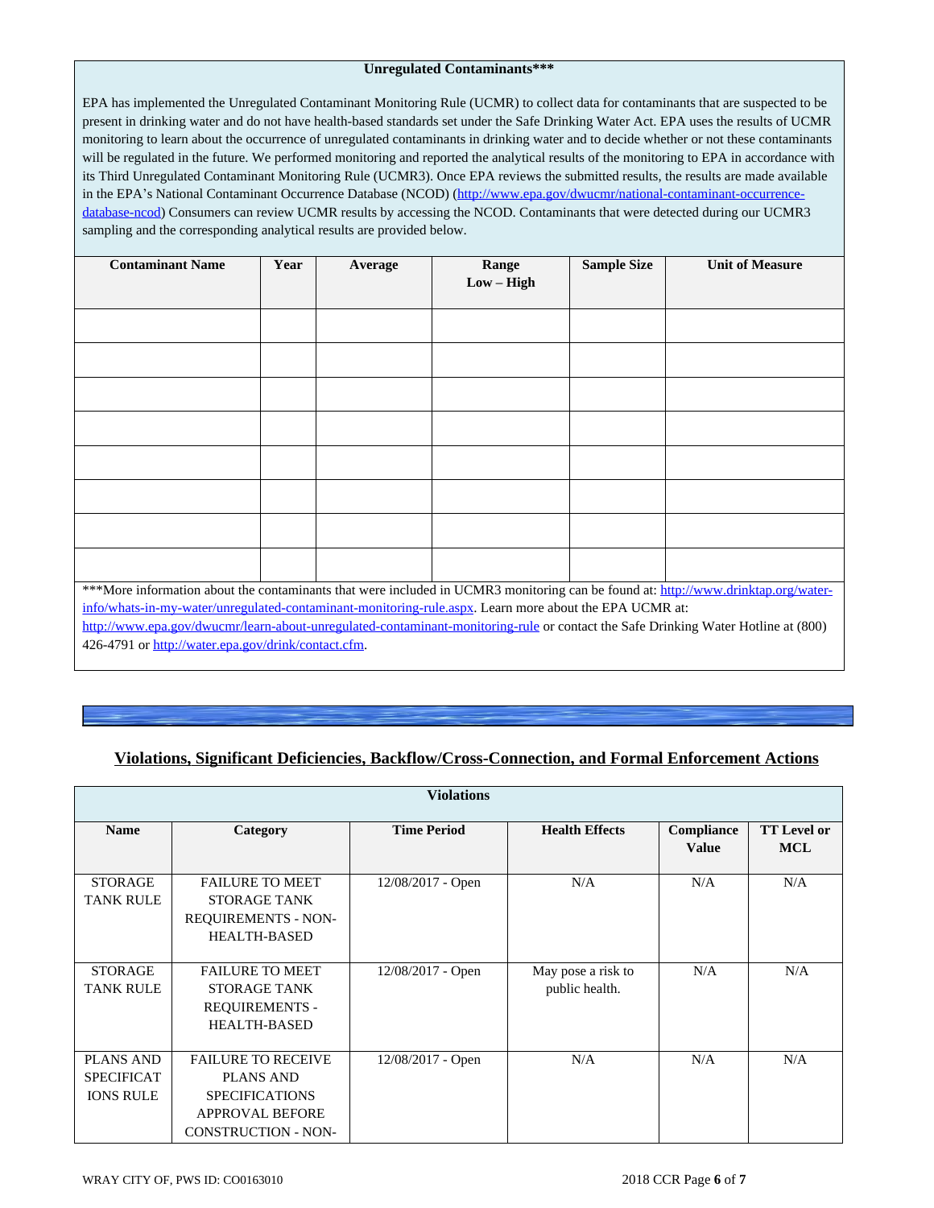## Unregulated Contaminants***

EPA has implemented the Unregulated Contaminant Monitoring Rule (UCMR) to collect data for contaminants that are suspected to be present in drinking water and do not have health-based standards set under the Safe Drinking Water Act. EPA uses the results of UCMR monitoring to learn about the occurrence of unregulated contaminants in drinking water and to decide whether or not these contaminants will be regulated in the future. We performed monitoring and reported the analytical results of the monitoring to EPA in accordance with its Third Unregulated Contaminant Monitoring Rule (UCMR3). Once EPA reviews the submitted results, the results are made available in the EPA's National Contaminant Occurrence Database (NCOD) (http://www.epa.gov/dwucmr/national-contaminant-occurrence-database-ncod) Consumers can review UCMR results by accessing the NCOD. Contaminants that were detected during our UCMR3 sampling and the corresponding analytical results are provided below.

| Contaminant Name | Year | Average | Range Low – High | Sample Size | Unit of Measure |
|---|---|---|---|---|---|
| | | | | | |
| | | | | | |
| | | | | | |
| | | | | | |
| | | | | | |
| | | | | | |
| | | | | | |
| | | | | | |

***More information about the contaminants that were included in UCMR3 monitoring can be found at: http://www.drinktap.org/water-info/whats-in-my-water/unregulated-contaminant-monitoring-rule.aspx. Learn more about the EPA UCMR at: http://www.epa.gov/dwucmr/learn-about-unregulated-contaminant-monitoring-rule or contact the Safe Drinking Water Hotline at (800) 426-4791 or http://water.epa.gov/drink/contact.cfm.

## Violations, Significant Deficiencies, Backflow/Cross-Connection, and Formal Enforcement Actions

### Violations

| Name | Category | Time Period | Health Effects | Compliance Value | TT Level or MCL |
|---|---|---|---|---|---|
| STORAGE TANK RULE | FAILURE TO MEET STORAGE TANK REQUIREMENTS - NON-HEALTH-BASED | 12/08/2017 - Open | N/A | N/A | N/A |
| STORAGE TANK RULE | FAILURE TO MEET STORAGE TANK REQUIREMENTS - HEALTH-BASED | 12/08/2017 - Open | May pose a risk to public health. | N/A | N/A |
| PLANS AND SPECIFICATIONS RULE | FAILURE TO RECEIVE PLANS AND SPECIFICATIONS APPROVAL BEFORE CONSTRUCTION - NON- | 12/08/2017 - Open | N/A | N/A | N/A |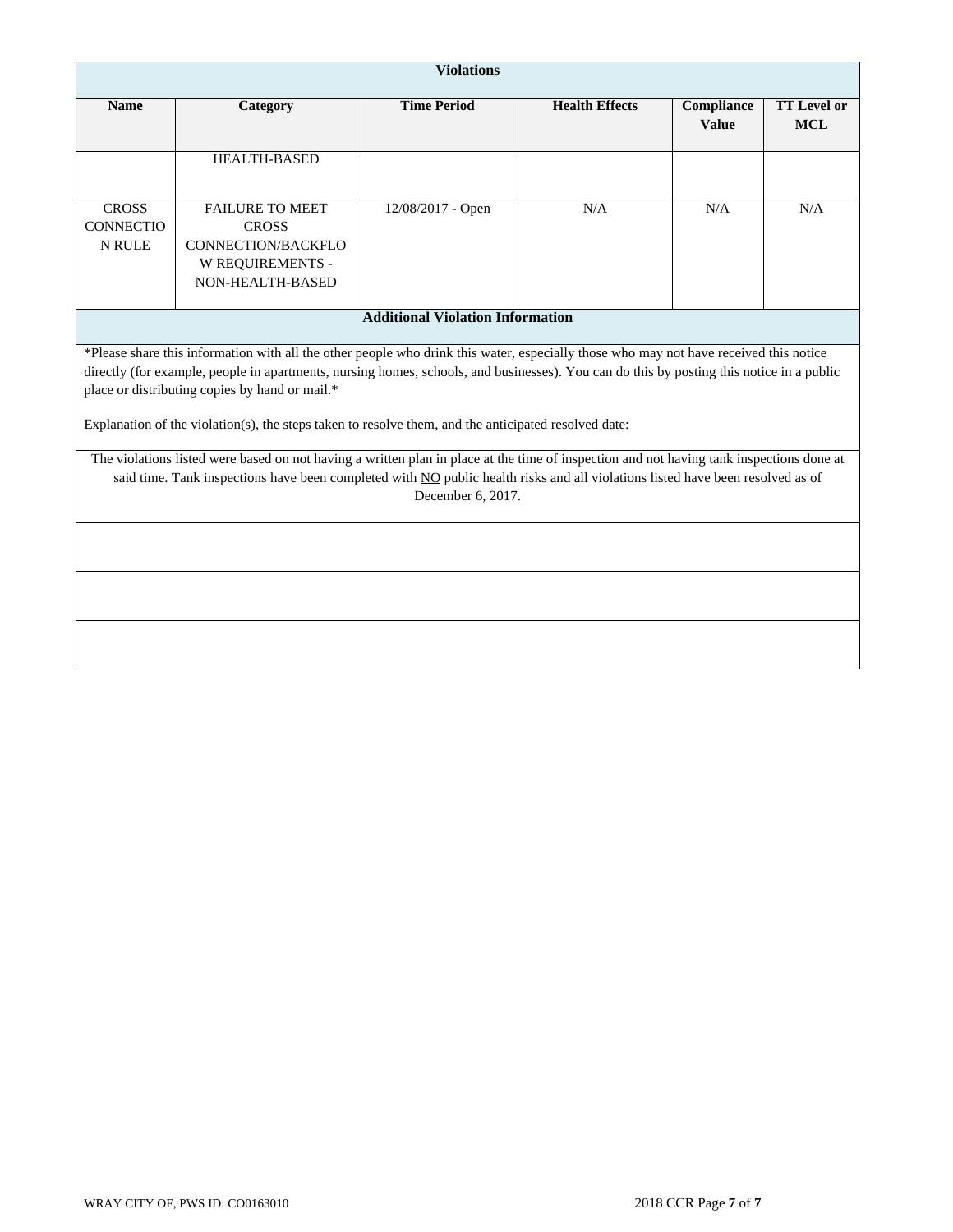## Violations

| Name | Category | Time Period | Health Effects | Compliance Value | TT Level or MCL |
|---|---|---|---|---|---|
| | HEALTH-BASED | | | | |
| CROSS CONNECTION RULE | FAILURE TO MEET CROSS CONNECTION/BACKFLOW REQUIREMENTS - NON-HEALTH-BASED | 12/08/2017 - Open | N/A | N/A | N/A |

## Additional Violation Information

*Please share this information with all the other people who drink this water, especially those who may not have received this notice directly (for example, people in apartments, nursing homes, schools, and businesses). You can do this by posting this notice in a public place or distributing copies by hand or mail.*

Explanation of the violation(s), the steps taken to resolve them, and the anticipated resolved date:

The violations listed were based on not having a written plan in place at the time of inspection and not having tank inspections done at said time. Tank inspections have been completed with NO public health risks and all violations listed have been resolved as of December 6, 2017.